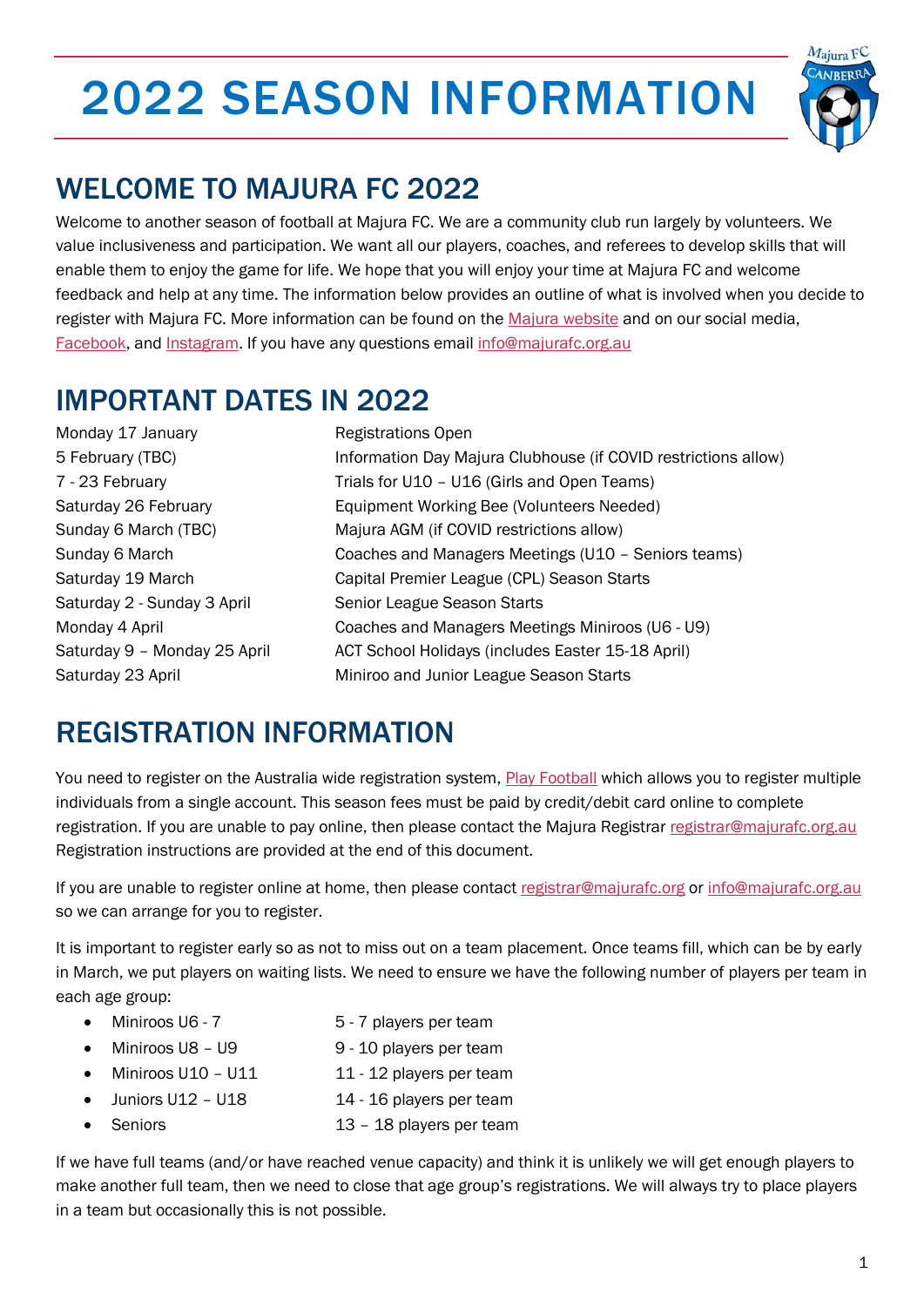# 2022 SEASON INFORMATION

## WELCOME TO MAJURA FC 2022

Welcome to another season of football at Majura FC. We are a community club run largely by volunteers. We value inclusiveness and participation. We want all our players, coaches, and referees to develop skills that will enable them to enjoy the game for life. We hope that you will enjoy your time at Majura FC and welcome feedback and help at any time. The information below provides an outline of what is involved when you decide to register with Majura FC. More information can be found on the Majura website and on our social media, Facebook, and Instagram. If you have any questions email info@majurafc.org.au

## IMPORTANT DATES IN 2022

| | |
|---|---|
| Monday 17 January | Registrations Open |
| 5 February (TBC) | Information Day Majura Clubhouse (if COVID restrictions allow) |
| 7 - 23 February | Trials for U10 – U16 (Girls and Open Teams) |
| Saturday 26 February | Equipment Working Bee (Volunteers Needed) |
| Sunday 6 March (TBC) | Majura AGM (if COVID restrictions allow) |
| Sunday 6 March | Coaches and Managers Meetings (U10 – Seniors teams) |
| Saturday 19 March | Capital Premier League (CPL) Season Starts |
| Saturday 2 - Sunday 3 April | Senior League Season Starts |
| Monday 4 April | Coaches and Managers Meetings Miniroos (U6 - U9) |
| Saturday 9 – Monday 25 April | ACT School Holidays (includes Easter 15-18 April) |
| Saturday 23 April | Miniroo and Junior League Season Starts |

## REGISTRATION INFORMATION

You need to register on the Australia wide registration system, Play Football which allows you to register multiple individuals from a single account. This season fees must be paid by credit/debit card online to complete registration. If you are unable to pay online, then please contact the Majura Registrar registrar@majurafc.org.au Registration instructions are provided at the end of this document.

If you are unable to register online at home, then please contact registrar@majurafc.org or info@majurafc.org.au so we can arrange for you to register.

It is important to register early so as not to miss out on a team placement. Once teams fill, which can be by early in March, we put players on waiting lists. We need to ensure we have the following number of players per team in each age group:

- Miniroos U6 - 7 — 5 - 7 players per team
- Miniroos U8 – U9 — 9 - 10 players per team
- Miniroos U10 – U11 — 11 - 12 players per team
- Juniors U12 – U18 — 14 - 16 players per team
- Seniors — 13 – 18 players per team

If we have full teams (and/or have reached venue capacity) and think it is unlikely we will get enough players to make another full team, then we need to close that age group's registrations. We will always try to place players in a team but occasionally this is not possible.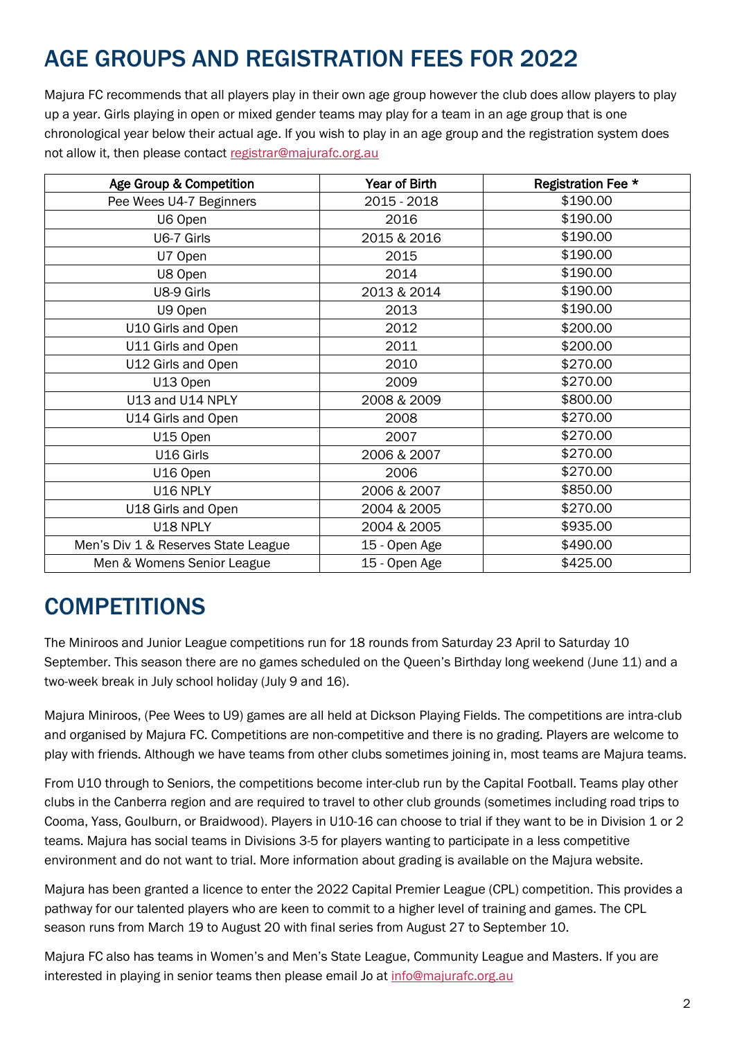# AGE GROUPS AND REGISTRATION FEES FOR 2022

Majura FC recommends that all players play in their own age group however the club does allow players to play up a year. Girls playing in open or mixed gender teams may play for a team in an age group that is one chronological year below their actual age. If you wish to play in an age group and the registration system does not allow it, then please contact registrar@majurafc.org.au

| Age Group & Competition | Year of Birth | Registration Fee * |
|---|---|---|
| Pee Wees U4-7 Beginners | 2015 - 2018 | $190.00 |
| U6 Open | 2016 | $190.00 |
| U6-7 Girls | 2015 & 2016 | $190.00 |
| U7 Open | 2015 | $190.00 |
| U8 Open | 2014 | $190.00 |
| U8-9 Girls | 2013 & 2014 | $190.00 |
| U9 Open | 2013 | $190.00 |
| U10 Girls and Open | 2012 | $200.00 |
| U11 Girls and Open | 2011 | $200.00 |
| U12 Girls and Open | 2010 | $270.00 |
| U13 Open | 2009 | $270.00 |
| U13 and U14 NPLY | 2008 & 2009 | $800.00 |
| U14 Girls and Open | 2008 | $270.00 |
| U15 Open | 2007 | $270.00 |
| U16 Girls | 2006 & 2007 | $270.00 |
| U16 Open | 2006 | $270.00 |
| U16 NPLY | 2006 & 2007 | $850.00 |
| U18 Girls and Open | 2004 & 2005 | $270.00 |
| U18 NPLY | 2004 & 2005 | $935.00 |
| Men's Div 1 & Reserves State League | 15 - Open Age | $490.00 |
| Men & Womens Senior League | 15 - Open Age | $425.00 |

# COMPETITIONS

The Miniroos and Junior League competitions run for 18 rounds from Saturday 23 April to Saturday 10 September. This season there are no games scheduled on the Queen's Birthday long weekend (June 11) and a two-week break in July school holiday (July 9 and 16).

Majura Miniroos, (Pee Wees to U9) games are all held at Dickson Playing Fields. The competitions are intra-club and organised by Majura FC. Competitions are non-competitive and there is no grading. Players are welcome to play with friends. Although we have teams from other clubs sometimes joining in, most teams are Majura teams.

From U10 through to Seniors, the competitions become inter-club run by the Capital Football. Teams play other clubs in the Canberra region and are required to travel to other club grounds (sometimes including road trips to Cooma, Yass, Goulburn, or Braidwood). Players in U10-16 can choose to trial if they want to be in Division 1 or 2 teams. Majura has social teams in Divisions 3-5 for players wanting to participate in a less competitive environment and do not want to trial. More information about grading is available on the Majura website.

Majura has been granted a licence to enter the 2022 Capital Premier League (CPL) competition. This provides a pathway for our talented players who are keen to commit to a higher level of training and games. The CPL season runs from March 19 to August 20 with final series from August 27 to September 10.

Majura FC also has teams in Women's and Men's State League, Community League and Masters. If you are interested in playing in senior teams then please email Jo at info@majurafc.org.au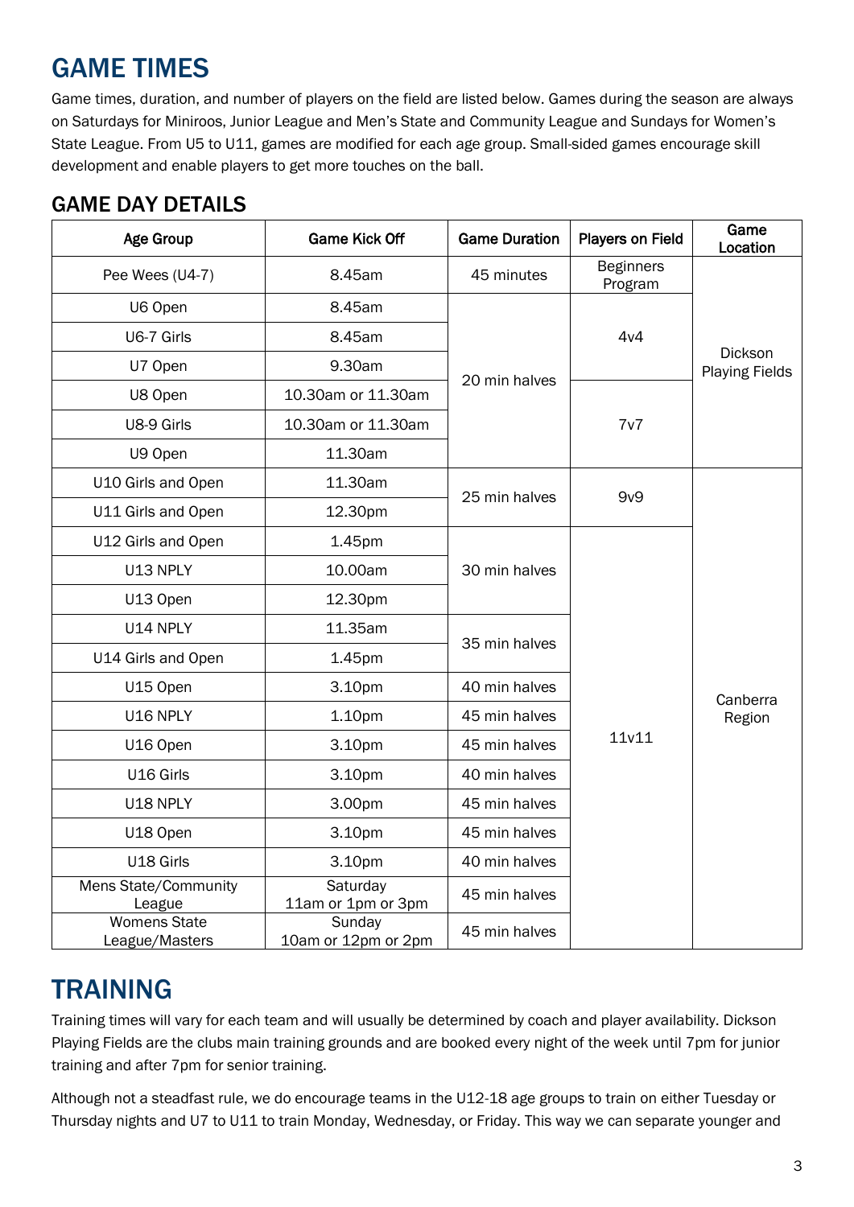# GAME TIMES

Game times, duration, and number of players on the field are listed below. Games during the season are always on Saturdays for Miniroos, Junior League and Men's State and Community League and Sundays for Women's State League. From U5 to U11, games are modified for each age group. Small-sided games encourage skill development and enable players to get more touches on the ball.

## GAME DAY DETAILS

| Age Group | Game Kick Off | Game Duration | Players on Field | Game Location |
|---|---|---|---|---|
| Pee Wees (U4-7) | 8.45am | 45 minutes | Beginners Program | Dickson Playing Fields |
| U6 Open | 8.45am | 20 min halves | 4v4 | Dickson Playing Fields |
| U6-7 Girls | 8.45am | 20 min halves | 4v4 | Dickson Playing Fields |
| U7 Open | 9.30am | 20 min halves | 4v4 | Dickson Playing Fields |
| U8 Open | 10.30am or 11.30am | 20 min halves | 7v7 | Dickson Playing Fields |
| U8-9 Girls | 10.30am or 11.30am | 20 min halves | 7v7 | Dickson Playing Fields |
| U9 Open | 11.30am | 20 min halves | 7v7 | Dickson Playing Fields |
| U10 Girls and Open | 11.30am | 25 min halves | 9v9 | Canberra Region |
| U11 Girls and Open | 12.30pm | 25 min halves | 9v9 | Canberra Region |
| U12 Girls and Open | 1.45pm | 30 min halves | 11v11 | Canberra Region |
| U13 NPLY | 10.00am | 30 min halves | 11v11 | Canberra Region |
| U13 Open | 12.30pm | 30 min halves | 11v11 | Canberra Region |
| U14 NPLY | 11.35am | 35 min halves | 11v11 | Canberra Region |
| U14 Girls and Open | 1.45pm | 35 min halves | 11v11 | Canberra Region |
| U15 Open | 3.10pm | 40 min halves | 11v11 | Canberra Region |
| U16 NPLY | 1.10pm | 45 min halves | 11v11 | Canberra Region |
| U16 Open | 3.10pm | 45 min halves | 11v11 | Canberra Region |
| U16 Girls | 3.10pm | 40 min halves | 11v11 | Canberra Region |
| U18 NPLY | 3.00pm | 45 min halves | 11v11 | Canberra Region |
| U18 Open | 3.10pm | 45 min halves | 11v11 | Canberra Region |
| U18 Girls | 3.10pm | 40 min halves | 11v11 | Canberra Region |
| Mens State/Community League | Saturday 11am or 1pm or 3pm | 45 min halves | 11v11 | Canberra Region |
| Womens State League/Masters | Sunday 10am or 12pm or 2pm | 45 min halves | 11v11 | Canberra Region |

# TRAINING

Training times will vary for each team and will usually be determined by coach and player availability. Dickson Playing Fields are the clubs main training grounds and are booked every night of the week until 7pm for junior training and after 7pm for senior training.

Although not a steadfast rule, we do encourage teams in the U12-18 age groups to train on either Tuesday or Thursday nights and U7 to U11 to train Monday, Wednesday, or Friday. This way we can separate younger and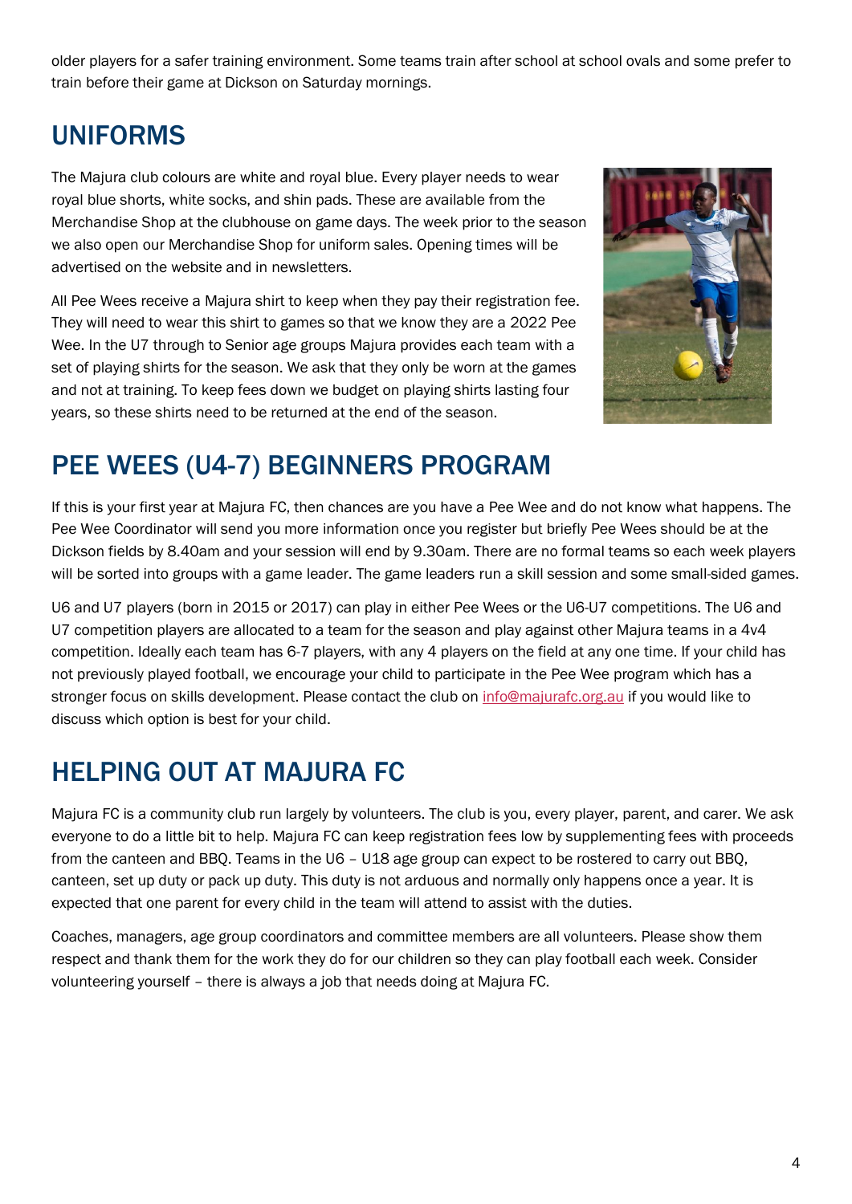older players for a safer training environment. Some teams train after school at school ovals and some prefer to train before their game at Dickson on Saturday mornings.

## UNIFORMS

The Majura club colours are white and royal blue. Every player needs to wear royal blue shorts, white socks, and shin pads. These are available from the Merchandise Shop at the clubhouse on game days. The week prior to the season we also open our Merchandise Shop for uniform sales. Opening times will be advertised on the website and in newsletters.

All Pee Wees receive a Majura shirt to keep when they pay their registration fee. They will need to wear this shirt to games so that we know they are a 2022 Pee Wee. In the U7 through to Senior age groups Majura provides each team with a set of playing shirts for the season. We ask that they only be worn at the games and not at training. To keep fees down we budget on playing shirts lasting four years, so these shirts need to be returned at the end of the season.

## PEE WEES (U4-7) BEGINNERS PROGRAM

If this is your first year at Majura FC, then chances are you have a Pee Wee and do not know what happens. The Pee Wee Coordinator will send you more information once you register but briefly Pee Wees should be at the Dickson fields by 8.40am and your session will end by 9.30am. There are no formal teams so each week players will be sorted into groups with a game leader. The game leaders run a skill session and some small-sided games.

U6 and U7 players (born in 2015 or 2017) can play in either Pee Wees or the U6-U7 competitions. The U6 and U7 competition players are allocated to a team for the season and play against other Majura teams in a 4v4 competition. Ideally each team has 6-7 players, with any 4 players on the field at any one time. If your child has not previously played football, we encourage your child to participate in the Pee Wee program which has a stronger focus on skills development. Please contact the club on info@majurafc.org.au if you would like to discuss which option is best for your child.

## HELPING OUT AT MAJURA FC

Majura FC is a community club run largely by volunteers. The club is you, every player, parent, and carer. We ask everyone to do a little bit to help. Majura FC can keep registration fees low by supplementing fees with proceeds from the canteen and BBQ. Teams in the U6 – U18 age group can expect to be rostered to carry out BBQ, canteen, set up duty or pack up duty. This duty is not arduous and normally only happens once a year. It is expected that one parent for every child in the team will attend to assist with the duties.

Coaches, managers, age group coordinators and committee members are all volunteers. Please show them respect and thank them for the work they do for our children so they can play football each week. Consider volunteering yourself – there is always a job that needs doing at Majura FC.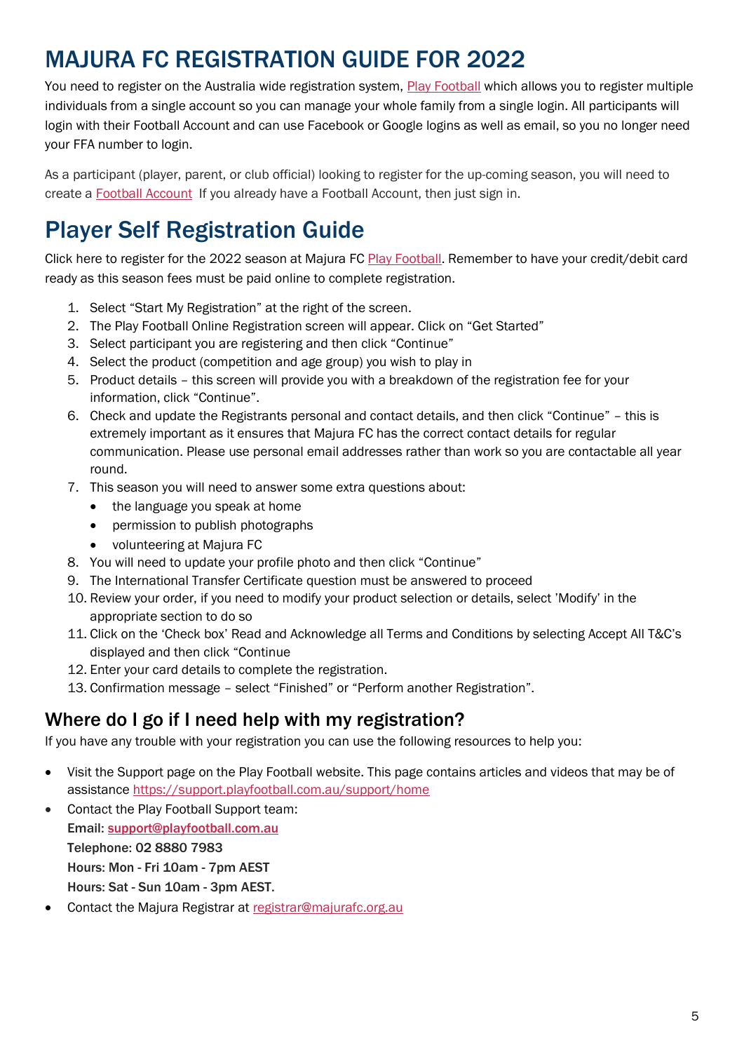# MAJURA FC REGISTRATION GUIDE FOR 2022

You need to register on the Australia wide registration system, Play Football which allows you to register multiple individuals from a single account so you can manage your whole family from a single login. All participants will login with their Football Account and can use Facebook or Google logins as well as email, so you no longer need your FFA number to login.

As a participant (player, parent, or club official) looking to register for the up-coming season, you will need to create a Football Account If you already have a Football Account, then just sign in.

# Player Self Registration Guide

Click here to register for the 2022 season at Majura FC Play Football. Remember to have your credit/debit card ready as this season fees must be paid online to complete registration.

1. Select "Start My Registration" at the right of the screen.
2. The Play Football Online Registration screen will appear. Click on "Get Started"
3. Select participant you are registering and then click "Continue"
4. Select the product (competition and age group) you wish to play in
5. Product details – this screen will provide you with a breakdown of the registration fee for your information, click "Continue".
6. Check and update the Registrants personal and contact details, and then click "Continue" – this is extremely important as it ensures that Majura FC has the correct contact details for regular communication. Please use personal email addresses rather than work so you are contactable all year round.
7. This season you will need to answer some extra questions about:
   - the language you speak at home
   - permission to publish photographs
   - volunteering at Majura FC
8. You will need to update your profile photo and then click "Continue"
9. The International Transfer Certificate question must be answered to proceed
10. Review your order, if you need to modify your product selection or details, select 'Modify' in the appropriate section to do so
11. Click on the 'Check box' Read and Acknowledge all Terms and Conditions by selecting Accept All T&C's displayed and then click "Continue
12. Enter your card details to complete the registration.
13. Confirmation message – select "Finished" or "Perform another Registration".

## Where do I go if I need help with my registration?

If you have any trouble with your registration you can use the following resources to help you:

- Visit the Support page on the Play Football website. This page contains articles and videos that may be of assistance https://support.playfootball.com.au/support/home
- Contact the Play Football Support team:
  **Email: support@playfootball.com.au**
  **Telephone: 02 8880 7983**
  **Hours: Mon - Fri 10am - 7pm AEST**
  **Hours: Sat - Sun 10am - 3pm AEST.**
- Contact the Majura Registrar at registrar@majurafc.org.au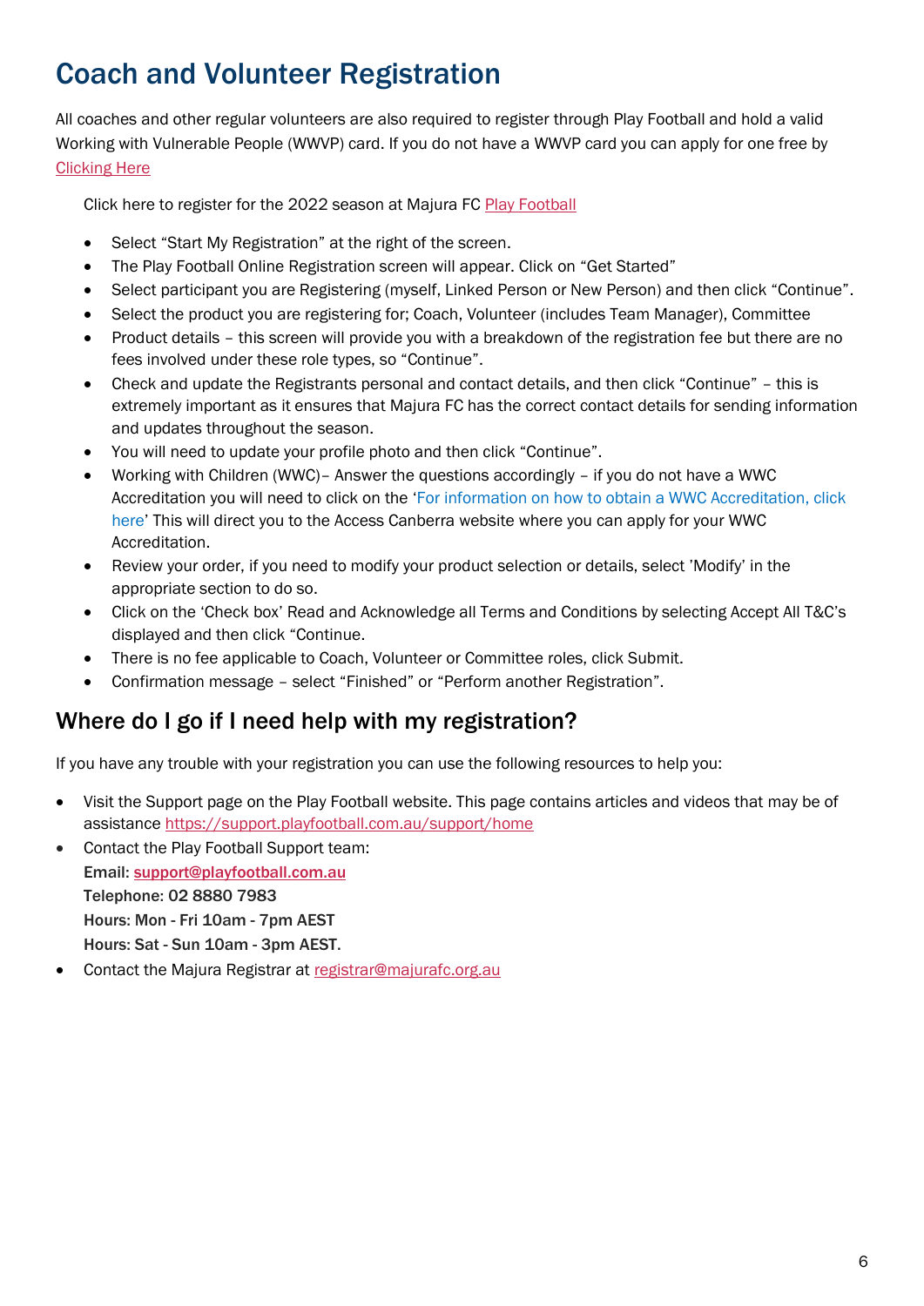# Coach and Volunteer Registration

All coaches and other regular volunteers are also required to register through Play Football and hold a valid Working with Vulnerable People (WWVP) card. If you do not have a WWVP card you can apply for one free by Clicking Here

Click here to register for the 2022 season at Majura FC Play Football

- Select "Start My Registration" at the right of the screen.
- The Play Football Online Registration screen will appear. Click on "Get Started"
- Select participant you are Registering (myself, Linked Person or New Person) and then click "Continue".
- Select the product you are registering for; Coach, Volunteer (includes Team Manager), Committee
- Product details – this screen will provide you with a breakdown of the registration fee but there are no fees involved under these role types, so "Continue".
- Check and update the Registrants personal and contact details, and then click "Continue" – this is extremely important as it ensures that Majura FC has the correct contact details for sending information and updates throughout the season.
- You will need to update your profile photo and then click "Continue".
- Working with Children (WWC)– Answer the questions accordingly – if you do not have a WWC Accreditation you will need to click on the 'For information on how to obtain a WWC Accreditation, click here' This will direct you to the Access Canberra website where you can apply for your WWC Accreditation.
- Review your order, if you need to modify your product selection or details, select 'Modify' in the appropriate section to do so.
- Click on the 'Check box' Read and Acknowledge all Terms and Conditions by selecting Accept All T&C's displayed and then click "Continue.
- There is no fee applicable to Coach, Volunteer or Committee roles, click Submit.
- Confirmation message – select "Finished" or "Perform another Registration".

## Where do I go if I need help with my registration?

If you have any trouble with your registration you can use the following resources to help you:

- Visit the Support page on the Play Football website. This page contains articles and videos that may be of assistance https://support.playfootball.com.au/support/home
- Contact the Play Football Support team:
  **Email: support@playfootball.com.au**
  **Telephone: 02 8880 7983**
  **Hours: Mon - Fri 10am - 7pm AEST**
  **Hours: Sat - Sun 10am - 3pm AEST.**
- Contact the Majura Registrar at registrar@majurafc.org.au